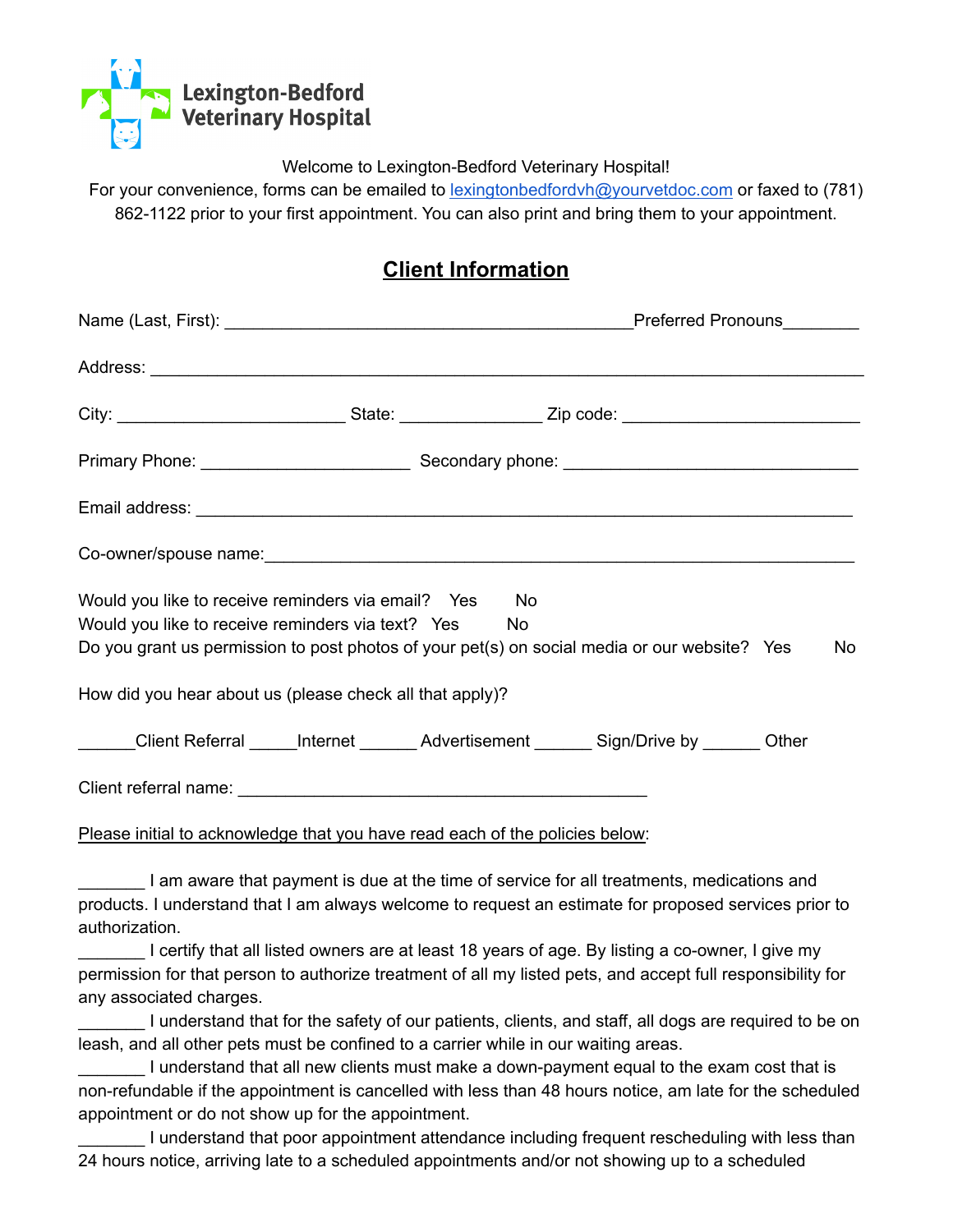Lexington-Bedford Veterinary Hospital

Welcome to Lexington-Bedford Veterinary Hospital!
For your convenience, forms can be emailed to lexingtonbedfordvh@yourvetdoc.com or faxed to (781) 862-1122 prior to your first appointment. You can also print and bring them to your appointment.

## Client Information

Name (Last, First): ___________________________________________ Preferred Pronouns________

Address: ___________________________________________________________________________

City: ________________________ State: _______________ Zip code: _________________________

Primary Phone: ______________________ Secondary phone: _______________________________

Email address: _____________________________________________________________________

Co-owner/spouse name:_______________________________________________________________

Would you like to receive reminders via email? Yes No
Would you like to receive reminders via text? Yes No
Do you grant us permission to post photos of your pet(s) on social media or our website? Yes No

How did you hear about us (please check all that apply)?

______Client Referral _____Internet ______ Advertisement ______ Sign/Drive by ______ Other

Client referral name: ____________________________________________

Please initial to acknowledge that you have read each of the policies below:

_______ I am aware that payment is due at the time of service for all treatments, medications and products. I understand that I am always welcome to request an estimate for proposed services prior to authorization.

_______ I certify that all listed owners are at least 18 years of age. By listing a co-owner, I give my permission for that person to authorize treatment of all my listed pets, and accept full responsibility for any associated charges.

_______ I understand that for the safety of our patients, clients, and staff, all dogs are required to be on leash, and all other pets must be confined to a carrier while in our waiting areas.

_______ I understand that all new clients must make a down-payment equal to the exam cost that is non-refundable if the appointment is cancelled with less than 48 hours notice, am late for the scheduled appointment or do not show up for the appointment.

_______ I understand that poor appointment attendance including frequent rescheduling with less than 24 hours notice, arriving late to a scheduled appointments and/or not showing up to a scheduled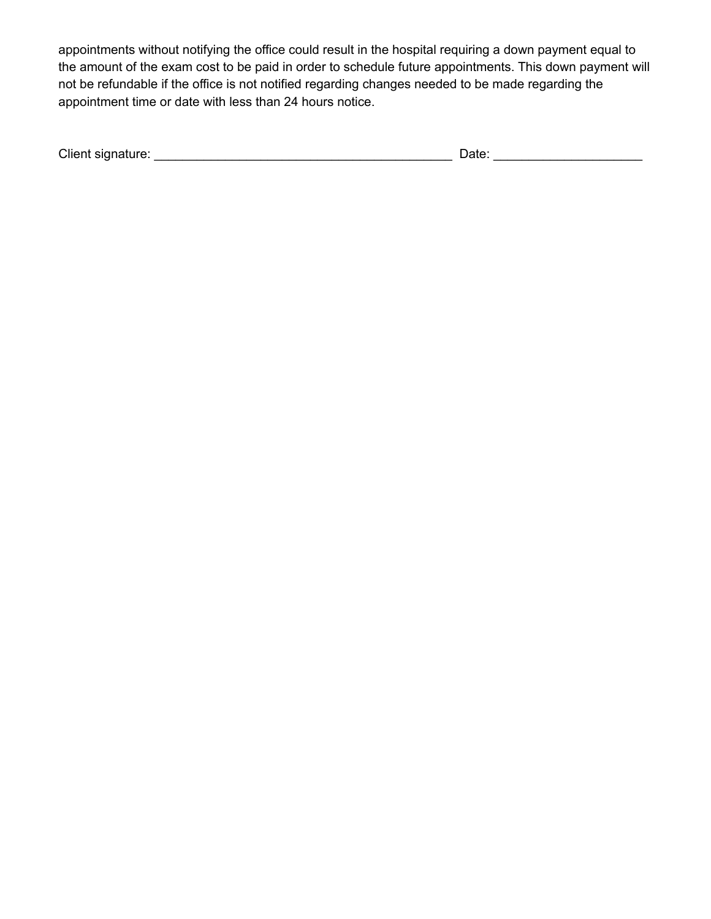appointments without notifying the office could result in the hospital requiring a down payment equal to the amount of the exam cost to be paid in order to schedule future appointments. This down payment will not be refundable if the office is not notified regarding changes needed to be made regarding the appointment time or date with less than 24 hours notice.

Client signature: ___________________________________________ Date: _____________________